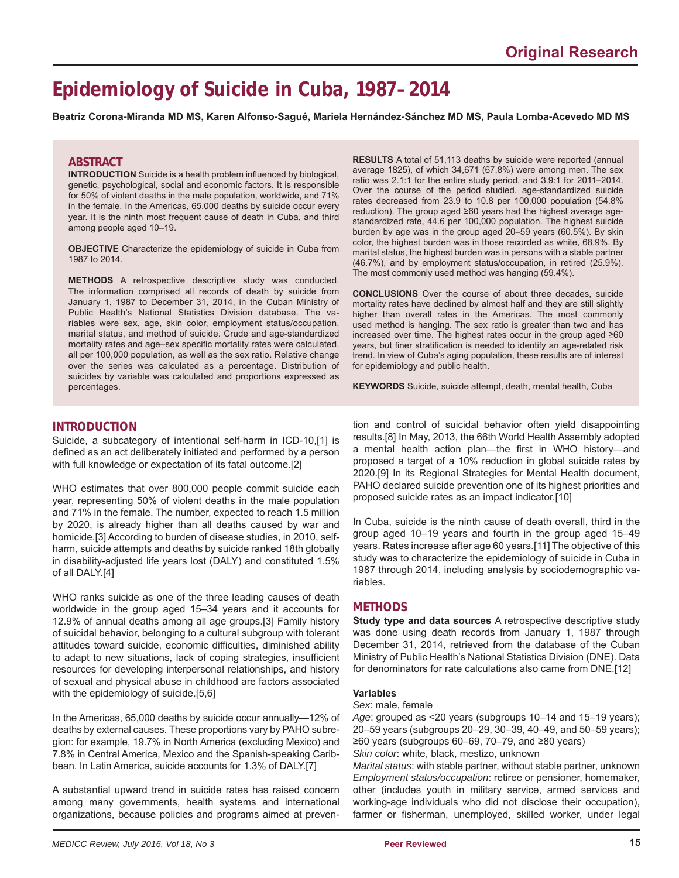Original Research

# Epidemiology of Suicide in Cuba, 1987–2014

**Beatriz Corona-Miranda MD MS, Karen Alfonso-Sagué, Mariela Hernández-Sánchez MD MS, Paula Lomba-Acevedo MD MS**

## ABSTRACT

**INTRODUCTION** Suicide is a health problem influenced by biological, genetic, psychological, social and economic factors. It is responsible for 50% of violent deaths in the male population, worldwide, and 71% in the female. In the Americas, 65,000 deaths by suicide occur every year. It is the ninth most frequent cause of death in Cuba, and third among people aged 10–19.

**OBJECTIVE** Characterize the epidemiology of suicide in Cuba from 1987 to 2014.

**METHODS** A retrospective descriptive study was conducted. The information comprised all records of death by suicide from January 1, 1987 to December 31, 2014, in the Cuban Ministry of Public Health's National Statistics Division database. The variables were sex, age, skin color, employment status/occupation, marital status, and method of suicide. Crude and age-standardized mortality rates and age–sex specific mortality rates were calculated, all per 100,000 population, as well as the sex ratio. Relative change over the series was calculated as a percentage. Distribution of suicides by variable was calculated and proportions expressed as percentages.

**RESULTS** A total of 51,113 deaths by suicide were reported (annual average 1825), of which 34,671 (67.8%) were among men. The sex ratio was 2.1:1 for the entire study period, and 3.9:1 for 2011–2014. Over the course of the period studied, age-standardized suicide rates decreased from 23.9 to 10.8 per 100,000 population (54.8% reduction). The group aged ≥60 years had the highest average age-standardized rate, 44.6 per 100,000 population. The highest suicide burden by age was in the group aged 20–59 years (60.5%). By skin color, the highest burden was in those recorded as white, 68.9%. By marital status, the highest burden was in persons with a stable partner (46.7%), and by employment status/occupation, in retired (25.9%). The most commonly used method was hanging (59.4%).

**CONCLUSIONS** Over the course of about three decades, suicide mortality rates have declined by almost half and they are still slightly higher than overall rates in the Americas. The most commonly used method is hanging. The sex ratio is greater than two and has increased over time. The highest rates occur in the group aged ≥60 years, but finer stratification is needed to identify an age-related risk trend. In view of Cuba's aging population, these results are of interest for epidemiology and public health.

**KEYWORDS** Suicide, suicide attempt, death, mental health, Cuba

## INTRODUCTION

Suicide, a subcategory of intentional self-harm in ICD-10,[1] is defined as an act deliberately initiated and performed by a person with full knowledge or expectation of its fatal outcome.[2]

WHO estimates that over 800,000 people commit suicide each year, representing 50% of violent deaths in the male population and 71% in the female. The number, expected to reach 1.5 million by 2020, is already higher than all deaths caused by war and homicide.[3] According to burden of disease studies, in 2010, self-harm, suicide attempts and deaths by suicide ranked 18th globally in disability-adjusted life years lost (DALY) and constituted 1.5% of all DALY.[4]

WHO ranks suicide as one of the three leading causes of death worldwide in the group aged 15–34 years and it accounts for 12.9% of annual deaths among all age groups.[3] Family history of suicidal behavior, belonging to a cultural subgroup with tolerant attitudes toward suicide, economic difficulties, diminished ability to adapt to new situations, lack of coping strategies, insufficient resources for developing interpersonal relationships, and history of sexual and physical abuse in childhood are factors associated with the epidemiology of suicide.[5,6]

In the Americas, 65,000 deaths by suicide occur annually—12% of deaths by external causes. These proportions vary by PAHO subregion: for example, 19.7% in North America (excluding Mexico) and 7.8% in Central America, Mexico and the Spanish-speaking Caribbean. In Latin America, suicide accounts for 1.3% of DALY.[7]

A substantial upward trend in suicide rates has raised concern among many governments, health systems and international organizations, because policies and programs aimed at prevention and control of suicidal behavior often yield disappointing results.[8] In May, 2013, the 66th World Health Assembly adopted a mental health action plan—the first in WHO history—and proposed a target of a 10% reduction in global suicide rates by 2020.[9] In its Regional Strategies for Mental Health document, PAHO declared suicide prevention one of its highest priorities and proposed suicide rates as an impact indicator.[10]

In Cuba, suicide is the ninth cause of death overall, third in the group aged 10–19 years and fourth in the group aged 15–49 years. Rates increase after age 60 years.[11] The objective of this study was to characterize the epidemiology of suicide in Cuba in 1987 through 2014, including analysis by sociodemographic variables.

## METHODS

**Study type and data sources** A retrospective descriptive study was done using death records from January 1, 1987 through December 31, 2014, retrieved from the database of the Cuban Ministry of Public Health's National Statistics Division (DNE). Data for denominators for rate calculations also came from DNE.[12]

### Variables

*Sex*: male, female

*Age*: grouped as <20 years (subgroups 10–14 and 15–19 years); 20–59 years (subgroups 20–29, 30–39, 40–49, and 50–59 years); ≥60 years (subgroups 60–69, 70–79, and ≥80 years)

*Skin color*: white, black, mestizo, unknown

*Marital status*: with stable partner, without stable partner, unknown

*Employment status/occupation*: retiree or pensioner, homemaker, other (includes youth in military service, armed services and working-age individuals who did not disclose their occupation), farmer or fisherman, unemployed, skilled worker, under legal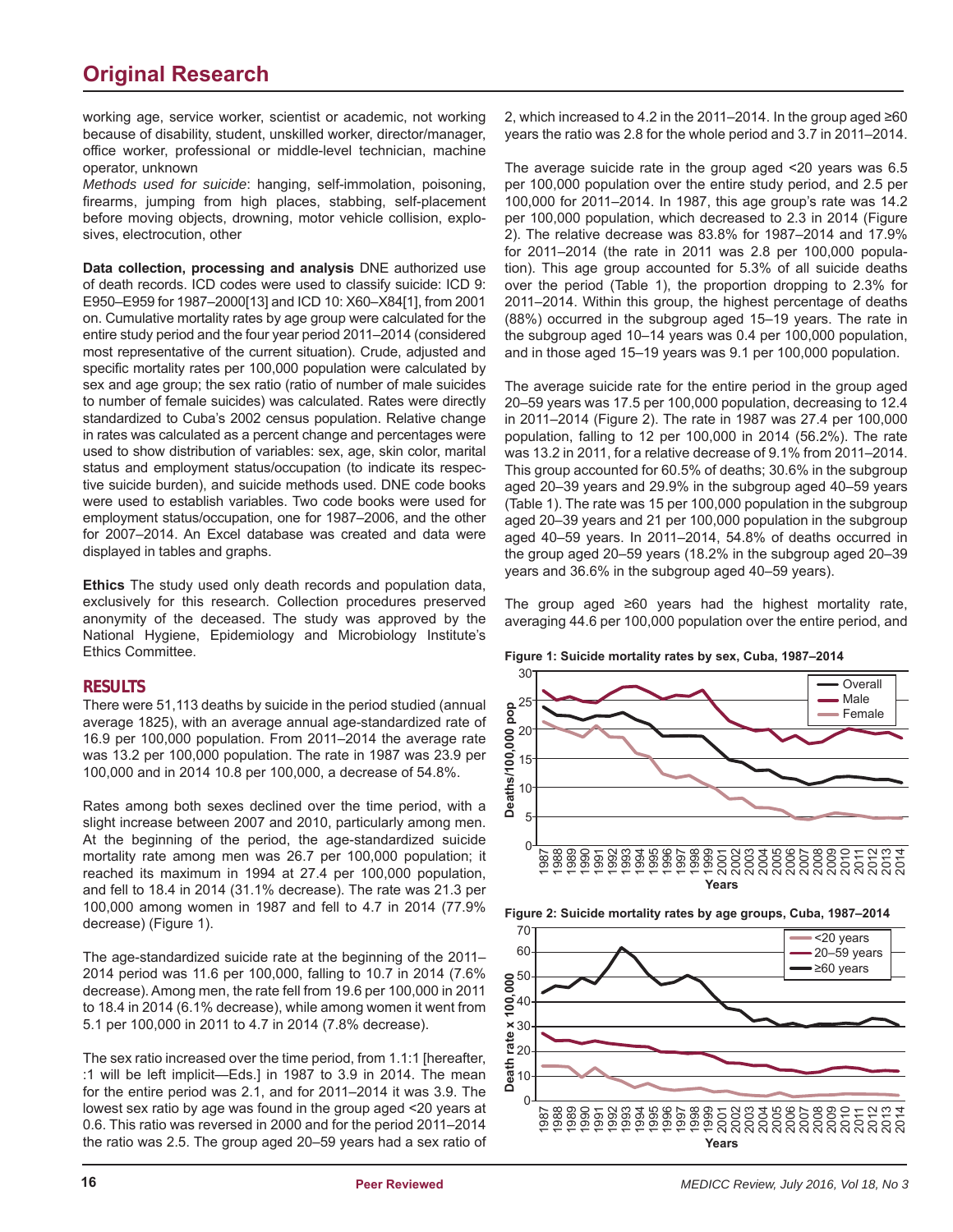working age, service worker, scientist or academic, not working because of disability, student, unskilled worker, director/manager, office worker, professional or middle-level technician, machine operator, unknown

*Methods used for suicide*: hanging, self-immolation, poisoning, firearms, jumping from high places, stabbing, self-placement before moving objects, drowning, motor vehicle collision, explosives, electrocution, other

**Data collection, processing and analysis** DNE authorized use of death records. ICD codes were used to classify suicide: ICD 9: E950–E959 for 1987–2000[13] and ICD 10: X60–X84[1], from 2001 on. Cumulative mortality rates by age group were calculated for the entire study period and the four year period 2011–2014 (considered most representative of the current situation). Crude, adjusted and specific mortality rates per 100,000 population were calculated by sex and age group; the sex ratio (ratio of number of male suicides to number of female suicides) was calculated. Rates were directly standardized to Cuba's 2002 census population. Relative change in rates was calculated as a percent change and percentages were used to show distribution of variables: sex, age, skin color, marital status and employment status/occupation (to indicate its respective suicide burden), and suicide methods used. DNE code books were used to establish variables. Two code books were used for employment status/occupation, one for 1987–2006, and the other for 2007–2014. An Excel database was created and data were displayed in tables and graphs.

**Ethics** The study used only death records and population data, exclusively for this research. Collection procedures preserved anonymity of the deceased. The study was approved by the National Hygiene, Epidemiology and Microbiology Institute's Ethics Committee.

## RESULTS

There were 51,113 deaths by suicide in the period studied (annual average 1825), with an average annual age-standardized rate of 16.9 per 100,000 population. From 2011–2014 the average rate was 13.2 per 100,000 population. The rate in 1987 was 23.9 per 100,000 and in 2014 10.8 per 100,000, a decrease of 54.8%.

Rates among both sexes declined over the time period, with a slight increase between 2007 and 2010, particularly among men. At the beginning of the period, the age-standardized suicide mortality rate among men was 26.7 per 100,000 population; it reached its maximum in 1994 at 27.4 per 100,000 population, and fell to 18.4 in 2014 (31.1% decrease). The rate was 21.3 per 100,000 among women in 1987 and fell to 4.7 in 2014 (77.9% decrease) (Figure 1).

The age-standardized suicide rate at the beginning of the 2011–2014 period was 11.6 per 100,000, falling to 10.7 in 2014 (7.6% decrease). Among men, the rate fell from 19.6 per 100,000 in 2011 to 18.4 in 2014 (6.1% decrease), while among women it went from 5.1 per 100,000 in 2011 to 4.7 in 2014 (7.8% decrease).

The sex ratio increased over the time period, from 1.1:1 [hereafter, :1 will be left implicit—Eds.] in 1987 to 3.9 in 2014. The mean for the entire period was 2.1, and for 2011–2014 it was 3.9. The lowest sex ratio by age was found in the group aged <20 years at 0.6. This ratio was reversed in 2000 and for the period 2011–2014 the ratio was 2.5. The group aged 20–59 years had a sex ratio of 2, which increased to 4.2 in the 2011–2014. In the group aged ≥60 years the ratio was 2.8 for the whole period and 3.7 in 2011–2014.

The average suicide rate in the group aged <20 years was 6.5 per 100,000 population over the entire study period, and 2.5 per 100,000 for 2011–2014. In 1987, this age group's rate was 14.2 per 100,000 population, which decreased to 2.3 in 2014 (Figure 2). The relative decrease was 83.8% for 1987–2014 and 17.9% for 2011–2014 (the rate in 2011 was 2.8 per 100,000 population). This age group accounted for 5.3% of all suicide deaths over the period (Table 1), the proportion dropping to 2.3% for 2011–2014. Within this group, the highest percentage of deaths (88%) occurred in the subgroup aged 15–19 years. The rate in the subgroup aged 10–14 years was 0.4 per 100,000 population, and in those aged 15–19 years was 9.1 per 100,000 population.

The average suicide rate for the entire period in the group aged 20–59 years was 17.5 per 100,000 population, decreasing to 12.4 in 2011–2014 (Figure 2). The rate in 1987 was 27.4 per 100,000 population, falling to 12 per 100,000 in 2014 (56.2%). The rate was 13.2 in 2011, for a relative decrease of 9.1% from 2011–2014. This group accounted for 60.5% of deaths; 30.6% in the subgroup aged 20–39 years and 29.9% in the subgroup aged 40–59 years (Table 1). The rate was 15 per 100,000 population in the subgroup aged 20–39 years and 21 per 100,000 population in the subgroup aged 40–59 years. In 2011–2014, 54.8% of deaths occurred in the group aged 20–59 years (18.2% in the subgroup aged 20–39 years and 36.6% in the subgroup aged 40–59 years).

The group aged ≥60 years had the highest mortality rate, averaging 44.6 per 100,000 population over the entire period, and

**Figure 1: Suicide mortality rates by sex, Cuba, 1987–2014**

**Figure 2: Suicide mortality rates by age groups, Cuba, 1987–2014**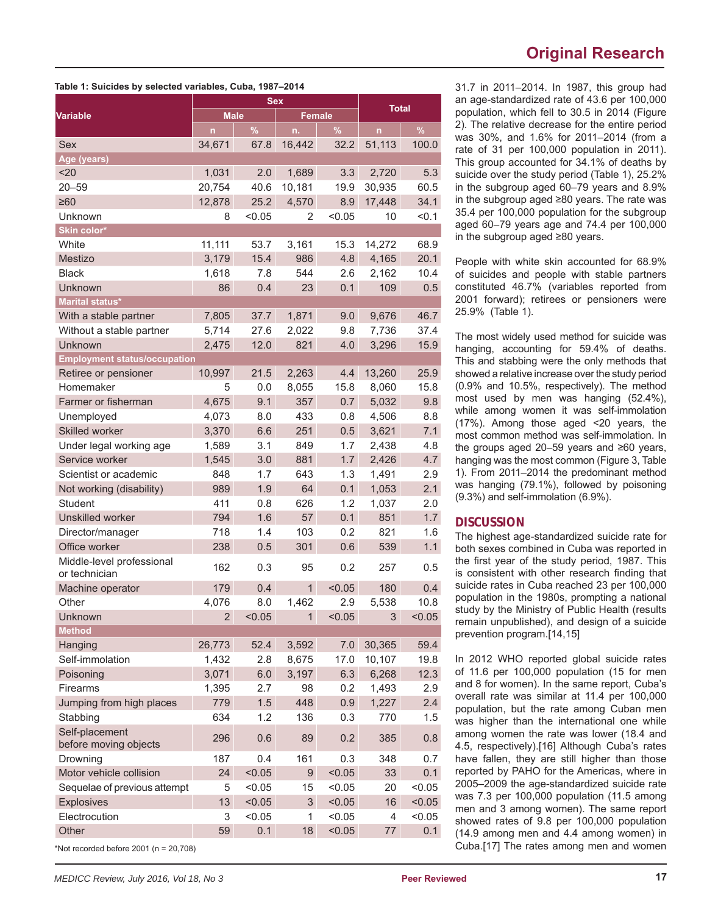**Table 1: Suicides by selected variables, Cuba, 1987–2014**

| Variable | Sex | | | | Total | |
|---|---|---|---|---|---|---|
| | Male | | Female | | | |
| | n | % | n. | % | n | % |
| Sex | 34,671 | 67.8 | 16,442 | 32.2 | 51,113 | 100.0 |
| **Age (years)** | | | | | | |
| <20 | 1,031 | 2.0 | 1,689 | 3.3 | 2,720 | 5.3 |
| 20–59 | 20,754 | 40.6 | 10,181 | 19.9 | 30,935 | 60.5 |
| ≥60 | 12,878 | 25.2 | 4,570 | 8.9 | 17,448 | 34.1 |
| Unknown | 8 | <0.05 | 2 | <0.05 | 10 | <0.1 |
| **Skin color*** | | | | | | |
| White | 11,111 | 53.7 | 3,161 | 15.3 | 14,272 | 68.9 |
| Mestizo | 3,179 | 15.4 | 986 | 4.8 | 4,165 | 20.1 |
| Black | 1,618 | 7.8 | 544 | 2.6 | 2,162 | 10.4 |
| Unknown | 86 | 0.4 | 23 | 0.1 | 109 | 0.5 |
| **Marital status*** | | | | | | |
| With a stable partner | 7,805 | 37.7 | 1,871 | 9.0 | 9,676 | 46.7 |
| Without a stable partner | 5,714 | 27.6 | 2,022 | 9.8 | 7,736 | 37.4 |
| Unknown | 2,475 | 12.0 | 821 | 4.0 | 3,296 | 15.9 |
| **Employment status/occupation** | | | | | | |
| Retiree or pensioner | 10,997 | 21.5 | 2,263 | 4.4 | 13,260 | 25.9 |
| Homemaker | 5 | 0.0 | 8,055 | 15.8 | 8,060 | 15.8 |
| Farmer or fisherman | 4,675 | 9.1 | 357 | 0.7 | 5,032 | 9.8 |
| Unemployed | 4,073 | 8.0 | 433 | 0.8 | 4,506 | 8.8 |
| Skilled worker | 3,370 | 6.6 | 251 | 0.5 | 3,621 | 7.1 |
| Under legal working age | 1,589 | 3.1 | 849 | 1.7 | 2,438 | 4.8 |
| Service worker | 1,545 | 3.0 | 881 | 1.7 | 2,426 | 4.7 |
| Scientist or academic | 848 | 1.7 | 643 | 1.3 | 1,491 | 2.9 |
| Not working (disability) | 989 | 1.9 | 64 | 0.1 | 1,053 | 2.1 |
| Student | 411 | 0.8 | 626 | 1.2 | 1,037 | 2.0 |
| Unskilled worker | 794 | 1.6 | 57 | 0.1 | 851 | 1.7 |
| Director/manager | 718 | 1.4 | 103 | 0.2 | 821 | 1.6 |
| Office worker | 238 | 0.5 | 301 | 0.6 | 539 | 1.1 |
| Middle-level professional or technician | 162 | 0.3 | 95 | 0.2 | 257 | 0.5 |
| Machine operator | 179 | 0.4 | 1 | <0.05 | 180 | 0.4 |
| Other | 4,076 | 8.0 | 1,462 | 2.9 | 5,538 | 10.8 |
| Unknown | 2 | <0.05 | 1 | <0.05 | 3 | <0.05 |
| **Method** | | | | | | |
| Hanging | 26,773 | 52.4 | 3,592 | 7.0 | 30,365 | 59.4 |
| Self-immolation | 1,432 | 2.8 | 8,675 | 17.0 | 10,107 | 19.8 |
| Poisoning | 3,071 | 6.0 | 3,197 | 6.3 | 6,268 | 12.3 |
| Firearms | 1,395 | 2.7 | 98 | 0.2 | 1,493 | 2.9 |
| Jumping from high places | 779 | 1.5 | 448 | 0.9 | 1,227 | 2.4 |
| Stabbing | 634 | 1.2 | 136 | 0.3 | 770 | 1.5 |
| Self-placement before moving objects | 296 | 0.6 | 89 | 0.2 | 385 | 0.8 |
| Drowning | 187 | 0.4 | 161 | 0.3 | 348 | 0.7 |
| Motor vehicle collision | 24 | <0.05 | 9 | <0.05 | 33 | 0.1 |
| Sequelae of previous attempt | 5 | <0.05 | 15 | <0.05 | 20 | <0.05 |
| Explosives | 13 | <0.05 | 3 | <0.05 | 16 | <0.05 |
| Electrocution | 3 | <0.05 | 1 | <0.05 | 4 | <0.05 |
| Other | 59 | 0.1 | 18 | <0.05 | 77 | 0.1 |

*Not recorded before 2001 (n = 20,708)

31.7 in 2011–2014. In 1987, this group had an age-standardized rate of 43.6 per 100,000 population, which fell to 30.5 in 2014 (Figure 2). The relative decrease for the entire period was 30%, and 1.6% for 2011–2014 (from a rate of 31 per 100,000 population in 2011). This group accounted for 34.1% of deaths by suicide over the study period (Table 1), 25.2% in the subgroup aged 60–79 years and 8.9% in the subgroup aged ≥80 years. The rate was 35.4 per 100,000 population for the subgroup aged 60–79 years age and 74.4 per 100,000 in the subgroup aged ≥80 years.

People with white skin accounted for 68.9% of suicides and people with stable partners constituted 46.7% (variables reported from 2001 forward); retirees or pensioners were 25.9% (Table 1).

The most widely used method for suicide was hanging, accounting for 59.4% of deaths. This and stabbing were the only methods that showed a relative increase over the study period (0.9% and 10.5%, respectively). The method most used by men was hanging (52.4%), while among women it was self-immolation (17%). Among those aged <20 years, the most common method was self-immolation. In the groups aged 20–59 years and ≥60 years, hanging was the most common (Figure 3, Table 1). From 2011–2014 the predominant method was hanging (79.1%), followed by poisoning (9.3%) and self-immolation (6.9%).

## DISCUSSION

The highest age-standardized suicide rate for both sexes combined in Cuba was reported in the first year of the study period, 1987. This is consistent with other research finding that suicide rates in Cuba reached 23 per 100,000 population in the 1980s, prompting a national study by the Ministry of Public Health (results remain unpublished), and design of a suicide prevention program.[14,15]

In 2012 WHO reported global suicide rates of 11.6 per 100,000 population (15 for men and 8 for women). In the same report, Cuba's overall rate was similar at 11.4 per 100,000 population, but the rate among Cuban men was higher than the international one while among women the rate was lower (18.4 and 4.5, respectively).[16] Although Cuba's rates have fallen, they are still higher than those reported by PAHO for the Americas, where in 2005–2009 the age-standardized suicide rate was 7.3 per 100,000 population (11.5 among men and 3 among women). The same report showed rates of 9.8 per 100,000 population (14.9 among men and 4.4 among women) in Cuba.[17] The rates among men and women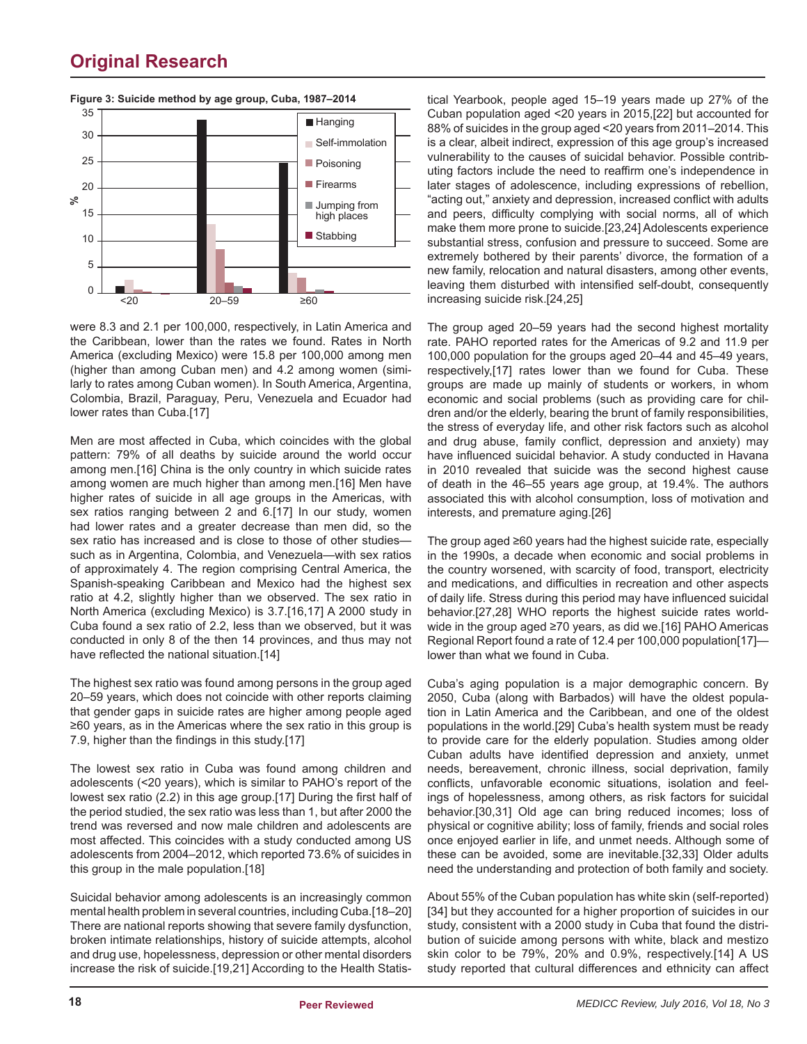**Figure 3: Suicide method by age group, Cuba, 1987–2014**

were 8.3 and 2.1 per 100,000, respectively, in Latin America and the Caribbean, lower than the rates we found. Rates in North America (excluding Mexico) were 15.8 per 100,000 among men (higher than among Cuban men) and 4.2 among women (similarly to rates among Cuban women). In South America, Argentina, Colombia, Brazil, Paraguay, Peru, Venezuela and Ecuador had lower rates than Cuba.[17]

Men are most affected in Cuba, which coincides with the global pattern: 79% of all deaths by suicide around the world occur among men.[16] China is the only country in which suicide rates among women are much higher than among men.[16] Men have higher rates of suicide in all age groups in the Americas, with sex ratios ranging between 2 and 6.[17] In our study, women had lower rates and a greater decrease than men did, so the sex ratio has increased and is close to those of other studies—such as in Argentina, Colombia, and Venezuela—with sex ratios of approximately 4. The region comprising Central America, the Spanish-speaking Caribbean and Mexico had the highest sex ratio at 4.2, slightly higher than we observed. The sex ratio in North America (excluding Mexico) is 3.7.[16,17] A 2000 study in Cuba found a sex ratio of 2.2, less than we observed, but it was conducted in only 8 of the then 14 provinces, and thus may not have reflected the national situation.[14]

The highest sex ratio was found among persons in the group aged 20–59 years, which does not coincide with other reports claiming that gender gaps in suicide rates are higher among people aged ≥60 years, as in the Americas where the sex ratio in this group is 7.9, higher than the findings in this study.[17]

The lowest sex ratio in Cuba was found among children and adolescents (<20 years), which is similar to PAHO's report of the lowest sex ratio (2.2) in this age group.[17] During the first half of the period studied, the sex ratio was less than 1, but after 2000 the trend was reversed and now male children and adolescents are most affected. This coincides with a study conducted among US adolescents from 2004–2012, which reported 73.6% of suicides in this group in the male population.[18]

Suicidal behavior among adolescents is an increasingly common mental health problem in several countries, including Cuba.[18–20] There are national reports showing that severe family dysfunction, broken intimate relationships, history of suicide attempts, alcohol and drug use, hopelessness, depression or other mental disorders increase the risk of suicide.[19,21] According to the Health Statistical Yearbook, people aged 15–19 years made up 27% of the Cuban population aged <20 years in 2015,[22] but accounted for 88% of suicides in the group aged <20 years from 2011–2014. This is a clear, albeit indirect, expression of this age group's increased vulnerability to the causes of suicidal behavior. Possible contributing factors include the need to reaffirm one's independence in later stages of adolescence, including expressions of rebellion, "acting out," anxiety and depression, increased conflict with adults and peers, difficulty complying with social norms, all of which make them more prone to suicide.[23,24] Adolescents experience substantial stress, confusion and pressure to succeed. Some are extremely bothered by their parents' divorce, the formation of a new family, relocation and natural disasters, among other events, leaving them disturbed with intensified self-doubt, consequently increasing suicide risk.[24,25]

The group aged 20–59 years had the second highest mortality rate. PAHO reported rates for the Americas of 9.2 and 11.9 per 100,000 population for the groups aged 20–44 and 45–49 years, respectively,[17] rates lower than we found for Cuba. These groups are made up mainly of students or workers, in whom economic and social problems (such as providing care for children and/or the elderly, bearing the brunt of family responsibilities, the stress of everyday life, and other risk factors such as alcohol and drug abuse, family conflict, depression and anxiety) may have influenced suicidal behavior. A study conducted in Havana in 2010 revealed that suicide was the second highest cause of death in the 46–55 years age group, at 19.4%. The authors associated this with alcohol consumption, loss of motivation and interests, and premature aging.[26]

The group aged ≥60 years had the highest suicide rate, especially in the 1990s, a decade when economic and social problems in the country worsened, with scarcity of food, transport, electricity and medications, and difficulties in recreation and other aspects of daily life. Stress during this period may have influenced suicidal behavior.[27,28] WHO reports the highest suicide rates worldwide in the group aged ≥70 years, as did we.[16] PAHO Americas Regional Report found a rate of 12.4 per 100,000 population[17]—lower than what we found in Cuba.

Cuba's aging population is a major demographic concern. By 2050, Cuba (along with Barbados) will have the oldest population in Latin America and the Caribbean, and one of the oldest populations in the world.[29] Cuba's health system must be ready to provide care for the elderly population. Studies among older Cuban adults have identified depression and anxiety, unmet needs, bereavement, chronic illness, social deprivation, family conflicts, unfavorable economic situations, isolation and feelings of hopelessness, among others, as risk factors for suicidal behavior.[30,31] Old age can bring reduced incomes; loss of physical or cognitive ability; loss of family, friends and social roles once enjoyed earlier in life, and unmet needs. Although some of these can be avoided, some are inevitable.[32,33] Older adults need the understanding and protection of both family and society.

About 55% of the Cuban population has white skin (self-reported)[34] but they accounted for a higher proportion of suicides in our study, consistent with a 2000 study in Cuba that found the distribution of suicide among persons with white, black and mestizo skin color to be 79%, 20% and 0.9%, respectively.[14] A US study reported that cultural differences and ethnicity can affect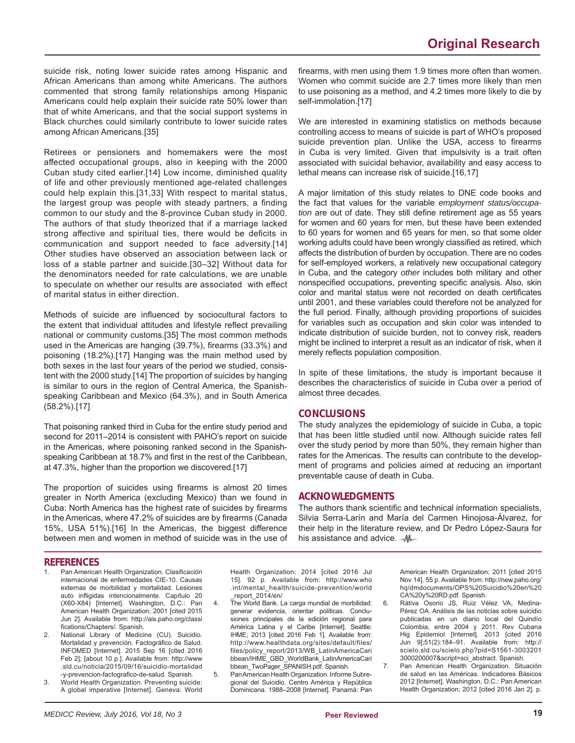suicide risk, noting lower suicide rates among Hispanic and African Americans than among white Americans. The authors commented that strong family relationships among Hispanic Americans could help explain their suicide rate 50% lower than that of white Americans, and that the social support systems in Black churches could similarly contribute to lower suicide rates among African Americans.[35]

Retirees or pensioners and homemakers were the most affected occupational groups, also in keeping with the 2000 Cuban study cited earlier.[14] Low income, diminished quality of life and other previously mentioned age-related challenges could help explain this.[31,33] With respect to marital status, the largest group was people with steady partners, a finding common to our study and the 8-province Cuban study in 2000. The authors of that study theorized that if a marriage lacked strong affective and spiritual ties, there would be deficits in communication and support needed to face adversity.[14] Other studies have observed an association between lack or loss of a stable partner and suicide.[30–32] Without data for the denominators needed for rate calculations, we are unable to speculate on whether our results are associated with effect of marital status in either direction.

Methods of suicide are influenced by sociocultural factors to the extent that individual attitudes and lifestyle reflect prevailing national or community customs.[35] The most common methods used in the Americas are hanging (39.7%), firearms (33.3%) and poisoning (18.2%).[17] Hanging was the main method used by both sexes in the last four years of the period we studied, consistent with the 2000 study.[14] The proportion of suicides by hanging is similar to ours in the region of Central America, the Spanish-speaking Caribbean and Mexico (64.3%), and in South America (58.2%).[17]

That poisoning ranked third in Cuba for the entire study period and second for 2011–2014 is consistent with PAHO's report on suicide in the Americas, where poisoning ranked second in the Spanish-speaking Caribbean at 18.7% and first in the rest of the Caribbean, at 47.3%, higher than the proportion we discovered.[17]

The proportion of suicides using firearms is almost 20 times greater in North America (excluding Mexico) than we found in Cuba: North America has the highest rate of suicides by firearms in the Americas, where 47.2% of suicides are by firearms (Canada 15%, USA 51%).[16] In the Americas, the biggest difference between men and women in method of suicide was in the use of firearms, with men using them 1.9 times more often than women. Women who commit suicide are 2.7 times more likely than men to use poisoning as a method, and 4.2 times more likely to die by self-immolation.[17]

We are interested in examining statistics on methods because controlling access to means of suicide is part of WHO's proposed suicide prevention plan. Unlike the USA, access to firearms in Cuba is very limited. Given that impulsivity is a trait often associated with suicidal behavior, availability and easy access to lethal means can increase risk of suicide.[16,17]

A major limitation of this study relates to DNE code books and the fact that values for the variable *employment status/occupation* are out of date. They still define retirement age as 55 years for women and 60 years for men, but these have been extended to 60 years for women and 65 years for men, so that some older working adults could have been wrongly classified as retired, which affects the distribution of burden by occupation. There are no codes for self-employed workers, a relatively new occupational category in Cuba, and the category *other* includes both military and other nonspecified occupations, preventing specific analysis. Also, skin color and marital status were not recorded on death certificates until 2001, and these variables could therefore not be analyzed for the full period. Finally, although providing proportions of suicides for variables such as occupation and skin color was intended to indicate distribution of suicide burden, not to convey risk, readers might be inclined to interpret a result as an indicator of risk, when it merely reflects population composition.

In spite of these limitations, the study is important because it describes the characteristics of suicide in Cuba over a period of almost three decades.

## CONCLUSIONS

The study analyzes the epidemiology of suicide in Cuba, a topic that has been little studied until now. Although suicide rates fell over the study period by more than 50%, they remain higher than rates for the Americas. The results can contribute to the development of programs and policies aimed at reducing an important preventable cause of death in Cuba.

## ACKNOWLEDGMENTS

The authors thank scientific and technical information specialists, Silvia Serra-Larín and María del Carmen Hinojosa-Álvarez, for their help in the literature review, and Dr Pedro López-Saura for his assistance and advice.

## REFERENCES

1. Pan American Health Organization. Clasificación internacional de enfermedades CIE-10. Causas externas de morbilidad y mortalidad. Lesiones auto infligidas intencionalmente. Capítulo 20 (X60-X84) [Internet]. Washington, D.C.: Pan American Health Organization; 2001 [cited 2015 Jun 2]. Available from: http://ais.paho.org/classifications/Chapters/. Spanish.
2. National Library of Medicine (CU). Suicidio. Mortalidad y prevención. Factográfico de Salud. INFOMED [Internet]. 2015 Sep 16 [cited 2016 Feb 2]; [about 10 p.]. Available from: http://www.sld.cu/noticia/2015/09/16/suicidio-mortalidad-y-prevencion-factografico-de-salud. Spanish.
3. World Health Organization. Preventing suicide: A global imperative [Internet]. Geneva: World Health Organization; 2014 [cited 2016 Jul 15]. 92 p. Available from: http://www.who.int/mental_health/suicide-prevention/world_report_2014/en/
4. The World Bank. La carga mundial de morbilidad: generar evidencia, orientar políticas. Conclusiones principales de la edición regional para América Latina y el Caribe [Internet]. Seattle: IHME; 2013 [cited 2016 Feb 1]. Available from: http://www.healthdata.org/sites/default/files/files/policy_report/2013/WB_LatinAmericaCaribbean/IHME_GBD_WorldBank_LatinAmericaCaribbean_TwoPager_SPANISH.pdf. Spanish.
5. Pan American Health Organization. Informe Subregional del Suicidio. Centro América y República Dominicana. 1988–2008 [Internet]. Panamá: Pan American Health Organization; 2011 [cited 2015 Nov 14]. 55 p. Available from: http://new.paho.org/hq/dmdocuments/OPS%20Suicidio%20en%20CA%20y%20RD.pdf. Spanish.
6. Rátiva Osorio JS, Ruiz Vélez VA, Medina-Pérez OA. Análisis de las noticias sobre suicidio publicadas en un diario local del Quindío Colombia, entre 2004 y 2011. Rev Cubana Hig Epidemiol [Internet]. 2013 [cited 2016 Jun 9];51(2):184–91. Available from: http://scielo.sld.cu/scielo.php?pid=S1561-30032013000200007&script=sci_abstract. Spanish.
7. Pan American Health Organization. Situación de salud en las Américas. Indicadores Básicos 2012 [Internet]. Washington, D.C.: Pan American Health Organization; 2012 [cited 2016 Jan 2]. p.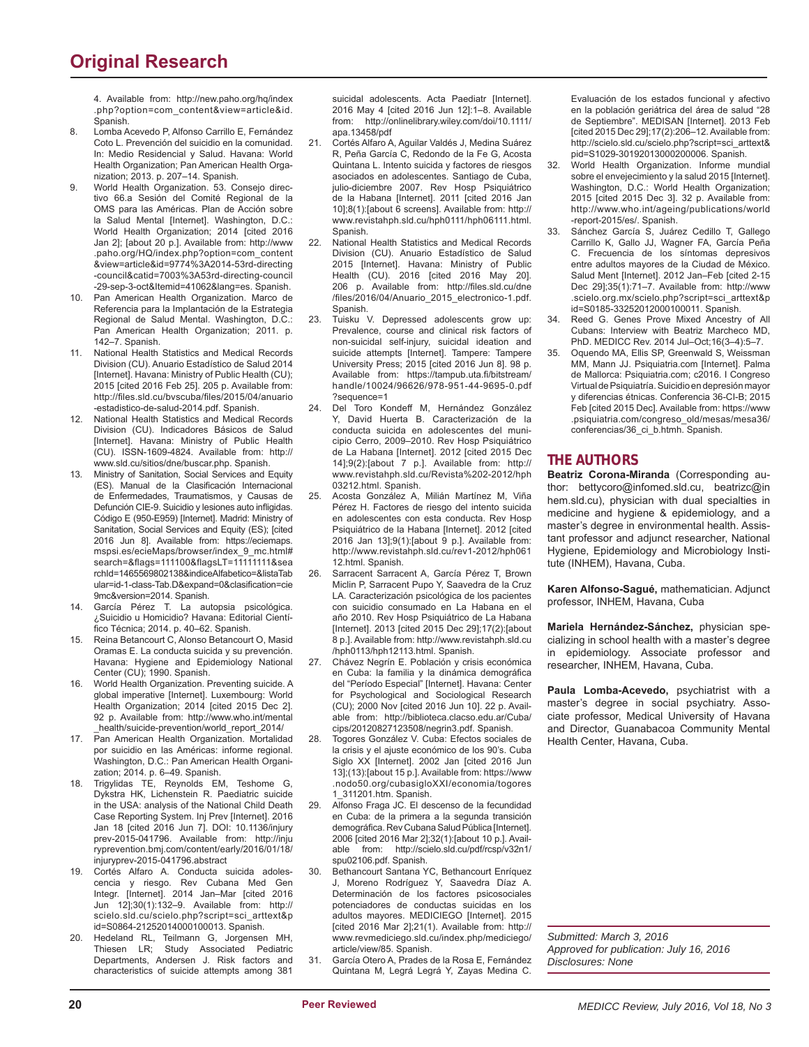4. Available from: http://new.paho.org/hq/index.php?option=com_content&view=article&id. Spanish.

8. Lomba Acevedo P, Alfonso Carrillo E, Fernández Coto L. Prevención del suicidio en la comunidad. In: Medio Residencial y Salud. Havana: World Health Organization; Pan American Health Organization; 2013. p. 207–14. Spanish.
9. World Health Organization. 53. Consejo directivo 66.a Sesión del Comité Regional de la OMS para las Américas. Plan de Acción sobre la Salud Mental [Internet]. Washington, D.C.: World Health Organization; 2014 [cited 2016 Jan 2]; [about 20 p.]. Available from: http://www.paho.org/HQ/index.php?option=com_content&view=article&id=9774%3A2014-53rd-directing-council&catid=7003%3A53rd-directing-council-29-sep-3-oct&Itemid=41062&lang=es. Spanish.
10. Pan American Health Organization. Marco de Referencia para la Implantación de la Estrategia Regional de Salud Mental. Washington, D.C.: Pan American Health Organization; 2011. p. 142–7. Spanish.
11. National Health Statistics and Medical Records Division (CU). Anuario Estadístico de Salud 2014 [Internet]. Havana: Ministry of Public Health (CU); 2015 [cited 2016 Feb 25]. 205 p. Available from: http://files.sld.cu/bvscuba/files/2015/04/anuario-estadistico-de-salud-2014.pdf. Spanish.
12. National Health Statistics and Medical Records Division (CU). Indicadores Básicos de Salud [Internet]. Havana: Ministry of Public Health (CU). ISSN-1609-4824. Available from: http://www.sld.cu/sitios/dne/buscar.php. Spanish.
13. Ministry of Sanitation, Social Services and Equity (ES). Manual de la Clasificación Internacional de Enfermedades, Traumatismos, y Causas de Defunción CIE-9. Suicidio y lesiones auto infligidas. Código E (950-E959) [Internet]. Madrid: Ministry of Sanitation, Social Services and Equity (ES); [cited 2016 Jun 8]. Available from: https://eciemaps.mspsi.es/ecieMaps/browser/index_9_mc.html#search=&flags=111100&flagsLT=11111111&searchId=1465569802138&indiceAlfabetico=&listaTabular=id-1-class-Tab.D&expand=0&clasification=cie9mc&version=2014. Spanish.
14. García Pérez T. La autopsia psicológica. ¿Suicidio u Homicidio? Havana: Editorial Científico Técnica; 2014. p. 40–62. Spanish.
15. Reina Betancourt C, Alonso Betancourt O, Masid Oramas E. La conducta suicida y su prevención. Havana: Hygiene and Epidemiology National Center (CU); 1990. Spanish.
16. World Health Organization. Preventing suicide. A global imperative [Internet]. Luxembourg: World Health Organization; 2014 [cited 2015 Dec 2]. 92 p. Available from: http://www.who.int/mental_health/suicide-prevention/world_report_2014/
17. Pan American Health Organization. Mortalidad por suicidio en las Américas: informe regional. Washington, D.C.: Pan American Health Organization; 2014. p. 6–49. Spanish.
18. Trigylidas TE, Reynolds EM, Teshome G, Dykstra HK, Lichenstein R. Paediatric suicide in the USA: analysis of the National Child Death Case Reporting System. Inj Prev [Internet]. 2016 Jan 18 [cited 2016 Jun 7]. DOI: 10.1136/injuryprev-2015-041796. Available from: http://injuryprevention.bmj.com/content/early/2016/01/18/injuryprev-2015-041796.abstract
19. Cortés Alfaro A. Conducta suicida adolescencia y riesgo. Rev Cubana Med Gen Integr. [Internet]. 2014 Jan–Mar [cited 2016 Jun 12];30(1):132–9. Available from: http://scielo.sld.cu/scielo.php?script=sci_arttext&pid=S0864-21252014000100013. Spanish.
20. Hedeland RL, Teilmann G, Jorgensen MH, Thiesen LR; Study Associated Pediatric Departments, Andersen J. Risk factors and characteristics of suicide attempts among 381 suicidal adolescents. Acta Paediatr [Internet]. 2016 May 4 [cited 2016 Jun 12]:1–8. Available from: http://onlinelibrary.wiley.com/doi/10.1111/apa.13458/pdf
21. Cortés Alfaro A, Aguilar Valdés J, Medina Suárez R, Peña García C, Redondo de la Fe G, Acosta Quintana L. Intento suicida y factores de riesgos asociados en adolescentes. Santiago de Cuba, julio-diciembre 2007. Rev Hosp Psiquiátrico de la Habana [Internet]. 2011 [cited 2016 Jan 10];8(1):[about 6 screens]. Available from: http://www.revistahph.sld.cu/hph0111/hph06111.html. Spanish.
22. National Health Statistics and Medical Records Division (CU). Anuario Estadístico de Salud 2015 [Internet]. Havana: Ministry of Public Health (CU). 2016 [cited 2016 May 20]. 206 p. Available from: http://files.sld.cu/dne/files/2016/04/Anuario_2015_electronico-1.pdf. Spanish.
23. Tuisku V. Depressed adolescents grow up: Prevalence, course and clinical risk factors of non-suicidal self-injury, suicidal ideation and suicide attempts [Internet]. Tampere: Tampere University Press; 2015 [cited 2016 Jun 8]. 98 p. Available from: https://tampub.uta.fi/bitstream/handle/10024/96626/978-951-44-9695-0.pdf?sequence=1
24. Del Toro Kondeff M, Hernández González Y, David Huerta B. Caracterización de la conducta suicida en adolescentes del municipio Cerro, 2009–2010. Rev Hosp Psiquiátrico de La Habana [Internet]. 2012 [cited 2015 Dec 14];9(2):[about 7 p.]. Available from: http://www.revistahph.sld.cu/Revista%202-2012/hph03212.html. Spanish.
25. Acosta González A, Milián Martínez M, Viña Pérez H. Factores de riesgo del intento suicida en adolescentes con esta conducta. Rev Hosp Psiquiátrico de la Habana [Internet]. 2012 [cited 2016 Jan 13];9(1):[about 9 p.]. Available from: http://www.revistahph.sld.cu/rev1-2012/hph06112.html. Spanish.
26. Sarracent Sarracent A, García Pérez T, Brown Miclin P, Sarracent Pupo Y, Saavedra de la Cruz LA. Caracterización psicológica de los pacientes con suicidio consumado en La Habana en el año 2010. Rev Hosp Psiquiátrico de La Habana [Internet]. 2013 [cited 2015 Dec 29];17(2):[about 8 p.]. Available from: http://www.revistahph.sld.cu/hph0113/hph12113.html. Spanish.
27. Chávez Negrín E. Población y crisis económica en Cuba: la familia y la dinámica demográfica del "Período Especial" [Internet]. Havana: Center for Psychological and Sociological Research (CU); 2000 Nov [cited 2016 Jun 10]. 22 p. Available from: http://biblioteca.clacso.edu.ar/Cuba/cips/20120827123508/negrin3.pdf. Spanish.
28. Togores González V. Cuba: Efectos sociales de la crisis y el ajuste económico de los 90's. Cuba Siglo XX [Internet]. 2002 Jan [cited 2016 Jun 13];(13):[about 15 p.]. Available from: https://www.nodo50.org/cubasigloXXI/economia/togores1_311201.htm. Spanish.
29. Alfonso Fraga JC. El descenso de la fecundidad en Cuba: de la primera a la segunda transición demográfica. Rev Cubana Salud Pública [Internet]. 2006 [cited 2016 Mar 2];32(1):[about 10 p.]. Available from: http://scielo.sld.cu/pdf/rcsp/v32n1/spu02106.pdf. Spanish.
30. Bethancourt Santana YC, Bethancourt Enríquez J, Moreno Rodríguez Y, Saavedra Díaz A. Determinación de los factores psicosociales potenciadores de conductas suicidas en los adultos mayores. MEDICIEGO [Internet]. 2015 [cited 2016 Mar 2];21(1). Available from: http://www.revmediciego.sld.cu/index.php/mediciego/article/view/85. Spanish.
31. García Otero A, Prades de la Rosa E, Fernández Quintana M, Legrá Legrá Y, Zayas Medina C. Evaluación de los estados funcional y afectivo en la población geriátrica del área de salud "28 de Septiembre". MEDISAN [Internet]. 2013 Feb [cited 2015 Dec 29];17(2):206–12. Available from: http://scielo.sld.cu/scielo.php?script=sci_arttext&pid=S1029-30192013000200006. Spanish.
32. World Health Organization. Informe mundial sobre el envejecimiento y la salud 2015 [Internet]. Washington, D.C.: World Health Organization; 2015 [cited 2015 Dec 3]. 32 p. Available from: http://www.who.int/ageing/publications/world-report-2015/es/. Spanish.
33. Sánchez García S, Juárez Cedillo T, Gallego Carrillo K, Gallo JJ, Wagner FA, García Peña C. Frecuencia de los síntomas depresivos entre adultos mayores de la Ciudad de México. Salud Ment [Internet]. 2012 Jan–Feb [cited 2-15 Dec 29];35(1):71–7. Available from: http://www.scielo.org.mx/scielo.php?script=sci_arttext&pid=S0185-33252012000100011. Spanish.
34. Reed G. Genes Prove Mixed Ancestry of All Cubans: Interview with Beatriz Marcheco MD, PhD. MEDICC Rev. 2014 Jul–Oct;16(3–4):5–7.
35. Oquendo MA, Ellis SP, Greenwald S, Weissman MM, Mann JJ. Psiquiatria.com [Internet]. Palma de Mallorca: Psiquiatria.com; c2016. I Congreso Virtual de Psiquiatría. Suicidio en depresión mayor y diferencias étnicas. Conferencia 36-CI-B; 2015 Feb [cited 2015 Dec]. Available from: https://www.psiquiatria.com/congreso_old/mesas/mesa36/conferencias/36_ci_b.htmh. Spanish.

## THE AUTHORS

**Beatriz Corona-Miranda** (Corresponding author: bettycoro@infomed.sld.cu, beatrizc@inhem.sld.cu), physician with dual specialties in medicine and hygiene & epidemiology, and a master's degree in environmental health. Assistant professor and adjunct researcher, National Hygiene, Epidemiology and Microbiology Institute (INHEM), Havana, Cuba.

**Karen Alfonso-Sagué,** mathematician. Adjunct professor, INHEM, Havana, Cuba

**Mariela Hernández-Sánchez,** physician specializing in school health with a master's degree in epidemiology. Associate professor and researcher, INHEM, Havana, Cuba.

**Paula Lomba-Acevedo,** psychiatrist with a master's degree in social psychiatry. Associate professor, Medical University of Havana and Director, Guanabacoa Community Mental Health Center, Havana, Cuba.

*Submitted: March 3, 2016*
*Approved for publication: July 16, 2016*
*Disclosures: None*